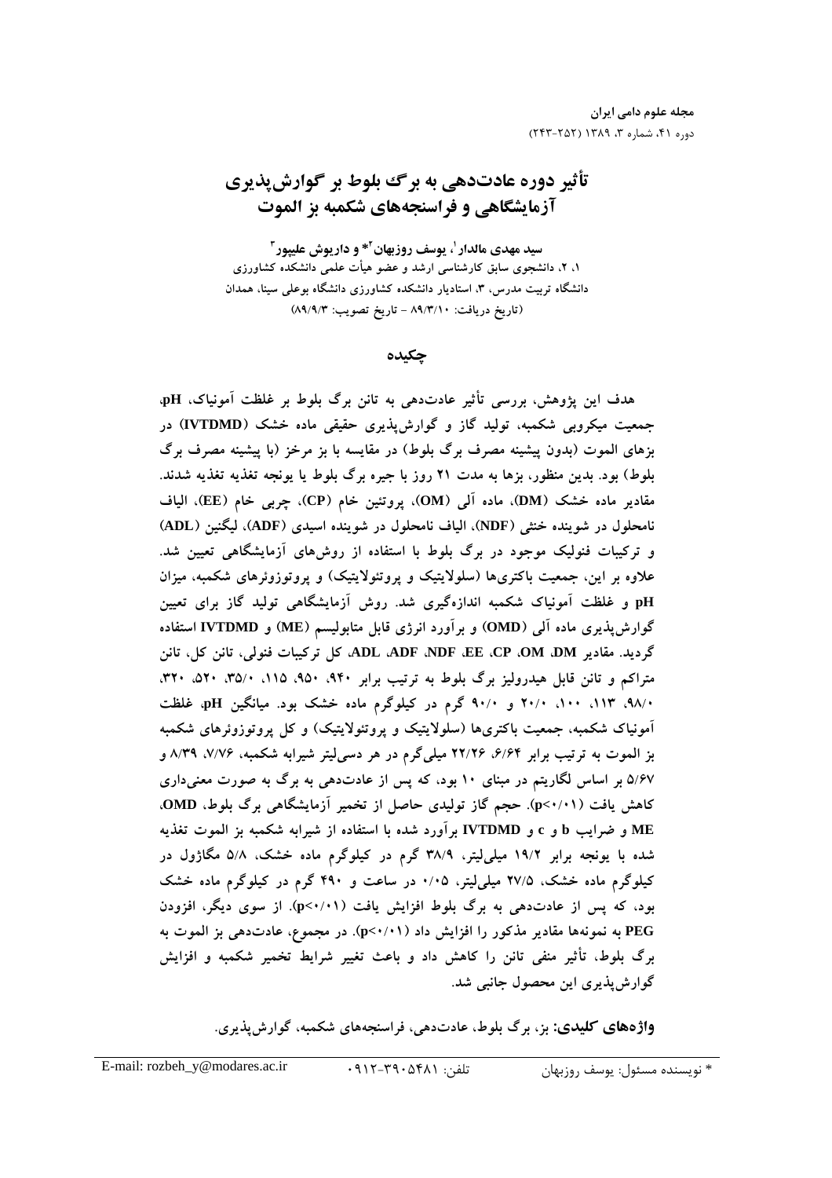# تأثیر دوره عادت‌دهی به برگ بلوط بر گوارش‌پذیری آزمایشگاهی و فراسنجه‌های شکمبه بز الموت

**سید مهدی مالدار[1]، یوسف روزبهان[2]* و داریوش علیپور[3]**

۱، ۲، دانشجوی سابق کارشناسی ارشد و عضو هیأت علمی دانشکده کشاورزی دانشگاه تربیت مدرس، ۳، استادیار دانشکده کشاورزی دانشگاه بوعلی سینا، همدان

(تاریخ دریافت: ۸۹/۳/۱۰ - تاریخ تصویب: ۸۹/۹/۳)

## چکیده

هدف این پژوهش، بررسی تأثیر عادت‌دهی به تانن برگ بلوط بر غلظت آمونیاک، pH، جمعیت میکروبی شکمبه، تولید گاز و گوارش‌پذیری حقیقی ماده خشک (IVTDMD) در بزهای الموت (بدون پیشینه مصرف برگ بلوط) در مقایسه با بز مرخز (با پیشینه مصرف برگ بلوط) بود. بدین منظور، بزها به مدت ۲۱ روز با جیره برگ بلوط یا یونجه تغذیه تغذیه شدند. مقادیر ماده خشک (DM)، ماده آلی (OM)، پروتئین خام (CP)، چربی خام (EE)، الیاف نامحلول در شوینده خنثی (NDF)، الیاف نامحلول در شوینده اسیدی (ADF)، لیگنین (ADL) و ترکیبات فنولیک موجود در برگ بلوط با استفاده از روش‌های آزمایشگاهی تعیین شد. علاوه بر این، جمعیت باکتری‌ها (سلولایتیک و پروتئولایتیک) و پروتوزوئرهای شکمبه، میزان pH و غلظت آمونیاک شکمبه اندازه‌گیری شد. روش آزمایشگاهی تولید گاز برای تعیین گوارش‌پذیری ماده آلی (OMD) و برآورد انرژی قابل متابولیسم (ME) و IVTDMD استفاده گردید. مقادیر DM، OM، CP، EE، NDF، ADF، ADL، کل ترکیبات فنولی، تانن کل، تانن متراکم و تانن قابل هیدرولیز برگ بلوط به ترتیب برابر ۹۴۰، ۹۵۰، ۱۱۵، ۳۵/۰، ۵۲۰، ۳۲۰، ۹۸/۰، ۱۱۳، ۱۰۰، ۲۰/۰ و ۹۰/۰ گرم در کیلوگرم ماده خشک بود. میانگین pH، غلظت آمونیاک شکمبه، جمعیت باکتری‌ها (سلولایتیک و پروتئولایتیک) و کل پروتوزوئرهای شکمبه بز الموت به ترتیب برابر ۶/۶۴، ۲۲/۲۶ میلی‌گرم در هر دسی‌لیتر شیرابه شکمبه، ۷/۷۶، ۸/۳۹ و ۵/۶۷ بر اساس لگاریتم در مبنای ۱۰ بود، که پس از عادت‌دهی به برگ به صورت معنی‌داری کاهش یافت ($p<0/01$). حجم گاز تولیدی حاصل از تخمیر آزمایشگاهی برگ بلوط، OMD، ME و IVTDMD و ضرایب b و c برآورد شده با استفاده از شیرابه شکمبه بز الموت تغذیه شده با یونجه برابر ۱۹/۲ میلی‌لیتر، ۳۸/۹ گرم در کیلوگرم ماده خشک، ۵/۸ مگاژول در کیلوگرم ماده خشک، ۲۷/۵ میلی‌لیتر، ۰/۰۵ در ساعت و ۴۹۰ گرم در کیلوگرم ماده خشک بود، که پس از عادت‌دهی به برگ بلوط افزایش یافت ($p<0/01$). از سوی دیگر، افزودن PEG به نمونه‌ها مقادیر مذکور را افزایش داد ($p<0/01$). در مجموع، عادت‌دهی بز الموت به برگ بلوط، تأثیر منفی تانن را کاهش داد و باعث تغییر شرایط تخمیر شکمبه و افزایش گوارش‌پذیری این محصول جانبی شد.

**واژه‌های کلیدی:** بز، برگ بلوط، عادت‌دهی، فراسنجه‌های شکمبه، گوارش‌پذیری.

---

* نویسنده مسئول: یوسف روزبهان — تلفن: ۰۹۱۲-۳۹۰۵۴۸۱ — E-mail: rozbeh_y@modares.ac.ir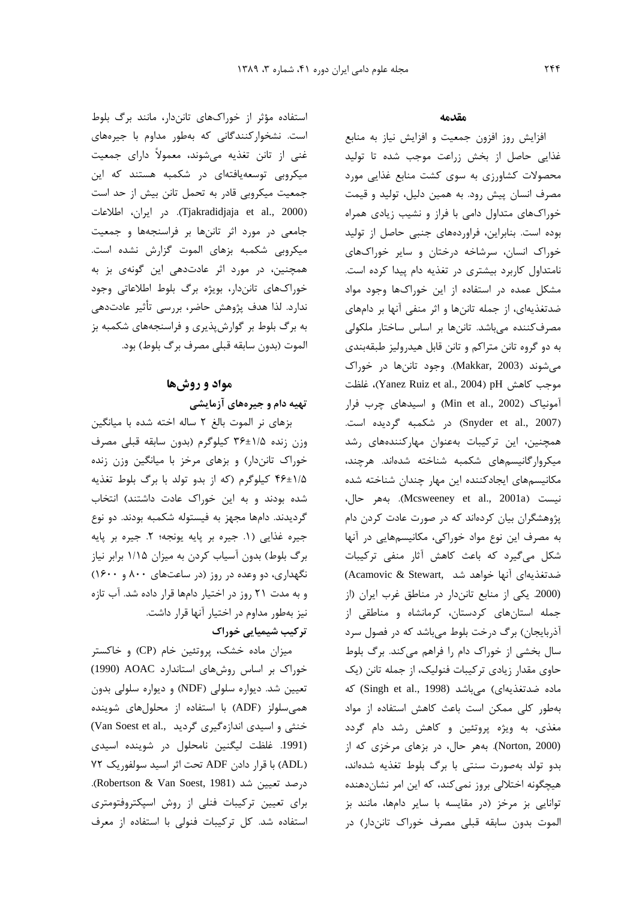## مقدمه

افزایش روز افزون جمعیت و افزایش نیاز به منابع غذایی حاصل از بخش زراعت موجب شده تا تولید محصولات کشاورزی به سوی کشت منابع غذایی مورد مصرف انسان پیش رود. به همین دلیل، تولید و قیمت خوراک‌های متداول دامی با فراز و نشیب زیادی همراه بوده است. بنابراین، فراورده‌های جنبی حاصل از تولید خوراک انسان، سرشاخه درختان و سایر خوراک‌های نامتداول کاربرد بیشتری در تغذیه دام پیدا کرده است. مشکل عمده در استفاده از این خوراک‌ها وجود مواد ضدتغذیه‌ای، از جمله تانن‌ها و اثر منفی آنها بر دام‌های مصرف‌کننده می‌باشد. تانن‌ها بر اساس ساختار ملکولی به دو گروه تانن متراکم و تانن قابل هیدرولیز طبقه‌بندی می‌شوند (Makkar, 2003). وجود تانن‌ها در خوراک موجب کاهش pH (Yanez Ruiz et al., 2004)، غلظت آمونیاک (Min et al., 2002) و اسیدهای چرب فرار (Snyder et al., 2007) در شکمبه گردیده است. همچنین، این ترکیبات به‌عنوان مهارکننده‌های رشد میکروارگانیسم‌های شکمبه شناخته شده‌اند. هرچند، مکانیسم‌های ایجادکننده این مهار چندان شناخته شده نیست (Mcsweeney et al., 2001a). به‌هر حال، پژوهشگران بیان کرده‌اند که در صورت عادت کردن دام به مصرف این نوع مواد خوراکی، مکانیسم‌هایی در آنها شکل می‌گیرد که باعث کاهش آثار منفی ترکیبات ضدتغذیه‌ای آنها خواهد شد (Acamovic & Stewart, 2000). یکی از منابع تانن‌دار در مناطق غرب ایران (از جمله استان‌های کردستان، کرمانشاه و مناطقی از آذربایجان) برگ درخت بلوط می‌باشد که در فصول سرد سال بخشی از خوراک دام را فراهم می‌کند. برگ بلوط حاوی مقدار زیادی ترکیبات فنولیک، از جمله تانن (یک ماده ضدتغذیه‌ای) می‌باشد (Singh et al., 1998) که به‌طور کلی ممکن است باعث کاهش استفاده از مواد مغذی، به ویژه پروتئین و کاهش رشد دام گردد (Norton, 2000). به‌هر حال، در بزهای مرخزی که از بدو تولد به‌صورت سنتی با برگ بلوط تغذیه شده‌اند، هیچگونه اختلالی بروز نمی‌کند، که این امر نشان‌دهنده توانایی بز مرخز (در مقایسه با سایر دام‌ها، مانند بز الموت بدون سابقه قبلی مصرف خوراک تانن‌دار) در استفاده مؤثر از خوراک‌های تانن‌دار، مانند برگ بلوط است. نشخوارکنندگانی که به‌طور مداوم با جیره‌های غنی از تانن تغذیه می‌شوند، معمولاً دارای جمعیت میکروبی توسعه‌یافته‌ای در شکمبه هستند که این جمعیت میکروبی قادر به تحمل تانن بیش از حد است (Tjakradidjaja et al., 2000). در ایران، اطلاعات جامعی در مورد اثر تانن‌ها بر فراسنجه‌ها و جمعیت میکروبی شکمبه بزهای الموت گزارش نشده است. همچنین، در مورد اثر عادت‌دهی این گونه‌ی بز به خوراک‌های تانن‌دار، بویژه برگ بلوط اطلاعاتی وجود ندارد. لذا هدف پژوهش حاضر، بررسی تأثیر عادت‌دهی به برگ بلوط بر گوارش‌پذیری و فراسنجه‌های شکمبه بز الموت (بدون سابقه قبلی مصرف برگ بلوط) بود.

## مواد و روش‌ها

### تهیه دام و جیره‌های آزمایشی

بزهای نر الموت بالغ ۲ ساله اخته شده با میانگین وزن زنده ۱/۵±۳۶ کیلوگرم (بدون سابقه قبلی مصرف خوراک تانن‌دار) و بزهای مرخز با میانگین وزن زنده ۱/۵±۴۶ کیلوگرم (که از بدو تولد با برگ بلوط تغذیه شده بودند و به این خوراک عادت داشتند) انتخاب گردیدند. دام‌ها مجهز به فیستوله شکمبه بودند. دو نوع جیره غذایی (۱. جیره بر پایه یونجه؛ ۲. جیره بر پایه برگ بلوط) بدون آسیاب کردن به میزان ۱/۱۵ برابر نیاز نگهداری، دو وعده در روز (در ساعت‌های ۸۰۰ و ۱۶۰۰) و به مدت ۲۱ روز در اختیار دام‌ها قرار داده شد. آب تازه نیز به‌طور مداوم در اختیار آنها قرار داشت.

### ترکیب شیمیایی خوراک

میزان ماده خشک، پروتئین خام (CP) و خاکستر خوراک بر اساس روش‌های استاندارد AOAC (1990) تعیین شد. دیواره سلولی (NDF) و دیواره سلولی بدون همی‌سلولز (ADF) با استفاده از محلول‌های شوینده خنثی و اسیدی اندازه‌گیری گردید (Van Soest et al., 1991). غلظت لیگنین نامحلول در شوینده اسیدی (ADL) با قرار دادن ADF تحت اثر اسید سولفوریک ۷۲ درصد تعیین شد (Robertson & Van Soest, 1981). برای تعیین ترکیبات فنلی از روش اسپکتروفتومتری استفاده شد. کل ترکیبات فنولی با استفاده از معرف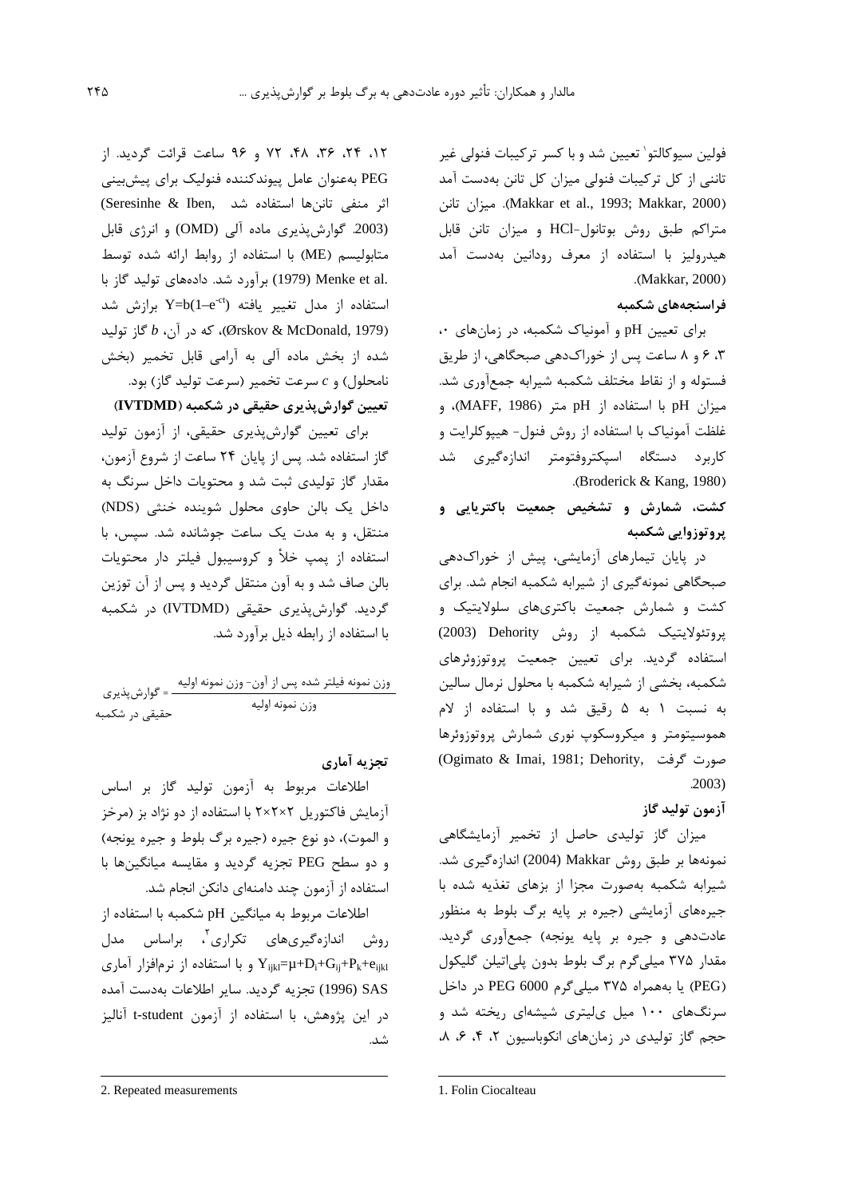فولین سیوکالتو[1] تعیین شد و با کسر ترکیبات فنولی غیر تاننی از کل ترکیبات فنولی میزان کل تانن به‌دست آمد (Makkar et al., 1993; Makkar, 2000). میزان تانن متراکم طبق روش بوتانول-HCl و میزان تانن قابل هیدرولیز با استفاده از معرف رودانین به‌دست آمد (Makkar, 2000).

### فراسنجه‌های شکمبه

برای تعیین pH و آمونیاک شکمبه، در زمان‌های ۰، ۳، ۶ و ۸ ساعت پس از خوراک‌دهی صبحگاهی، از طریق فستوله و از نقاط مختلف شکمبه شیرابه جمع‌آوری شد. میزان pH با استفاده از pH متر (MAFF, 1986)، و غلظت آمونیاک با استفاده از روش فنول- هیپوکلرایت و کاربرد دستگاه اسپکتروفتومتر اندازه‌گیری شد (Broderick & Kang, 1980).

### کشت، شمارش و تشخیص جمعیت باکتریایی و پروتوزوایی شکمبه

در پایان تیمارهای آزمایشی، پیش از خوراک‌دهی صبحگاهی نمونه‌گیری از شیرابه شکمبه انجام شد. برای کشت و شمارش جمعیت باکتری‌های سلولایتیک و پروتئولایتیک شکمبه از روش Dehority (2003) استفاده گردید. برای تعیین جمعیت پروتوزوئرهای شکمبه، بخشی از شیرابه شکمبه با محلول نرمال سالین به نسبت ۱ به ۵ رقیق شد و با استفاده از لام هموسیتومتر و میکروسکوپ نوری شمارش پروتوزوئرها صورت گرفت (Ogimato & Imai, 1981; Dehority, 2003).

### آزمون تولید گاز

میزان گاز تولیدی حاصل از تخمیر آزمایشگاهی نمونه‌ها بر طبق روش Makkar (2004) اندازه‌گیری شد. شیرابه شکمبه به‌صورت مجزا از بزهای تغذیه شده با جیره‌های آزمایشی (جیره بر پایه برگ بلوط به منظور عادت‌دهی و جیره بر پایه یونجه) جمع‌آوری گردید. مقدار ۳۷۵ میلی‌گرم برگ بلوط بدون پلی‌اتیلن گلیکول (PEG) یا به‌همراه ۳۷۵ میلی‌گرم PEG 6000 در داخل سرنگ‌های ۱۰۰ میل ی‌لیتری شیشه‌ای ریخته شد و حجم گاز تولیدی در زمان‌های انکوباسیون ۲، ۴، ۶، ۸، ۱۲، ۲۴، ۳۶، ۴۸، ۷۲ و ۹۶ ساعت قرائت گردید. از PEG به‌عنوان عامل پیوندکننده فنولیک برای پیش‌بینی اثر منفی تانن‌ها استفاده شد (Seresinhe & Iben, 2003). گوارش‌پذیری ماده آلی (OMD) و انرژی قابل متابولیسم (ME) با استفاده از روابط ارائه شده توسط Menke et al. (1979) برآورد شد. داده‌های تولید گاز با استفاده از مدل تغییر یافته $Y=b(1-e^{-ct})$ برازش شد (Ørskov & McDonald, 1979)، که در آن، $b$ گاز تولید شده از بخش ماده آلی به آرامی قابل تخمیر (بخش نامحلول) و $c$ سرعت تخمیر (سرعت تولید گاز) بود.

### تعیین گوارش‌پذیری حقیقی در شکمبه (IVTDMD)

برای تعیین گوارش‌پذیری حقیقی، از آزمون تولید گاز استفاده شد. پس از پایان ۲۴ ساعت از شروع آزمون، مقدار گاز تولیدی ثبت شد و محتویات داخل سرنگ به داخل یک بالن حاوی محلول شوینده خنثی (NDS) منتقل، و به مدت یک ساعت جوشانده شد. سپس، با استفاده از پمپ خلأ و کروسیبول فیلتر دار محتویات بالن صاف شد و به آون منتقل گردید و پس از آن توزین گردید. گوارش‌پذیری حقیقی (IVTDMD) در شکمبه با استفاده از رابطه ذیل برآورد شد.

$$\text{گوارش‌پذیری حقیقی در شکمبه} = \frac{\text{وزن نمونه فیلتر شده پس از آون} - \text{وزن نمونه اولیه}}{\text{وزن نمونه اولیه}}$$

### تجزیه آماری

اطلاعات مربوط به آزمون تولید گاز بر اساس آزمایش فاکتوریل ۲×۲×۲ با استفاده از دو نژاد بز (مرخز و الموت)، دو نوع جیره (جیره برگ بلوط و جیره یونجه) و دو سطح PEG تجزیه گردید و مقایسه میانگین‌ها با استفاده از آزمون چند دامنه‌ای دانکن انجام شد.

اطلاعات مربوط به میانگین pH شکمبه با استفاده از روش اندازه‌گیری‌های تکراری[2]، براساس مدل $Y_{ijkl}=\mu+D_i+G_{ij}+P_k+e_{ijkl}$ و با استفاده از نرم‌افزار آماری SAS (1996) تجزیه گردید. سایر اطلاعات به‌دست آمده در این پژوهش، با استفاده از آزمون t-student آنالیز شد.

---

1. Folin Ciocalteau

2. Repeated measurements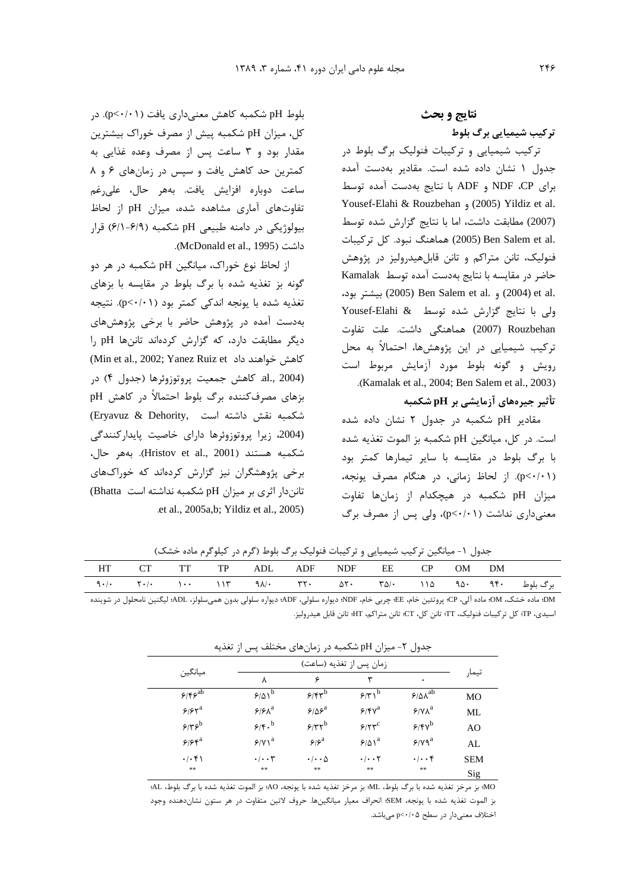## نتایج و بحث

### ترکیب شیمیایی برگ بلوط

ترکیب شیمیایی و ترکیبات فنولیک برگ بلوط در جدول ۱ نشان داده شده است. مقادیر به‌دست آمده برای NDF ،CP و ADF با نتایج به‌دست آمده توسط Yousef-Elahi & Rouzbehan (2005) و Yildiz et al. (2007) مطابقت داشت، اما با نتایج گزارش شده توسط Ben Salem et al. (2005) هماهنگ نبود. کل ترکیبات فنولیک، تانن متراکم و تانن قابل‌هیدرولیز در پژوهش حاضر در مقایسه با نتایج به‌دست آمده توسط Kamalak et al. (2004) و Ben Salem et al. (2005) بیشتر بود، ولی با نتایج گزارش شده توسط Yousef-Elahi & Rouzbehan (2007) هماهنگی داشت. علت تفاوت ترکیب شیمیایی در این پژوهش‌ها، احتمالاً به محل رویش و گونه بلوط مورد آزمایش مربوط است (Kamalak et al., 2004; Ben Salem et al., 2003).

### تأثیر جیره‌های آزمایشی بر pH شکمبه

مقادیر pH شکمبه در جدول ۲ نشان داده شده است. در کل، میانگین pH شکمبه بز الموت تغذیه شده با برگ بلوط در مقایسه با سایر تیمارها کمتر بود ($p<0.01$). از لحاظ زمانی، در هنگام مصرف یونجه، میزان pH شکمبه در هیچکدام از زمان‌ها تفاوت معنی‌داری نداشت ($p<0.01$)، ولی پس از مصرف برگ بلوط pH شکمبه کاهش معنی‌داری یافت ($p<0.01$). در کل، میزان pH شکمبه پیش از مصرف خوراک بیشترین مقدار بود و ۳ ساعت پس از مصرف وعده غذایی به کمترین حد کاهش یافت و سپس در زمان‌های ۶ و ۸ ساعت دوباره افزایش یافت. به‌هر حال، علی‌رغم تفاوت‌های آماری مشاهده شده، میزان pH از لحاظ بیولوژیکی در دامنه طبیعی pH شکمبه (۶/۹-۶/۱) قرار داشت (McDonald et al., 1995).

از لحاظ نوع خوراک، میانگین pH شکمبه در هر دو گونه بز تغذیه شده با برگ بلوط در مقایسه با بزهای تغذیه شده با یونجه اندکی کمتر بود ($p<0.01$). نتیجه به‌دست آمده در پژوهش حاضر با برخی پژوهش‌های دیگر مطابقت دارد، که گزارش کرده‌اند تانن‌ها pH را کاهش خواهند داد (Min et al., 2002; Yanez Ruiz et al., 2004). کاهش جمعیت پروتوزوئرها (جدول ۴) در بزهای مصرف‌کننده برگ بلوط احتمالاً در کاهش pH شکمبه نقش داشته است (Eryavuz & Dehority, 2004)، زیرا پروتوزوئرها دارای خاصیت پایدارکنندگی شکمبه هستند (Hristov et al., 2001). به‌هر حال، برخی پژوهشگران نیز گزارش کرده‌اند که خوراک‌های تانن‌دار اثری بر میزان pH شکمبه نداشته است (Bhatta et al., 2005a,b; Yildiz et al., 2005).

جدول ۱- میانگین ترکیب شیمیایی و ترکیبات فنولیک برگ بلوط (گرم در کیلوگرم ماده خشک)

| | DM | OM | CP | EE | NDF | ADF | ADL | TP | TT | CT | HT |
|---|---|---|---|---|---|---|---|---|---|---|---|
| برگ بلوط | ۹۴۰ | ۹۵۰ | ۱۱۵ | ۳۵/۰ | ۵۲۰ | ۳۲۰ | ۹۸/۰ | ۱۱۳ | ۱۰۰ | ۲۰/۰ | ۹۰/۰ |

DM؛ ماده خشک، OM؛ ماده آلی، CP؛ پروتئین خام، EE؛ چربی خام، NDF؛ دیواره سلولی، ADF؛ دیواره سلولی بدون همی‌سلولز، ADL؛ لیگنین نامحلول در شوینده اسیدی، TP؛ کل ترکیبات فنولیک، TT؛ تانن کل، CT؛ تانن متراکم، HT؛ تانن قابل هیدرولیز.

جدول ۲- میزان pH شکمبه در زمان‌های مختلف پس از تغذیه

| تیمار | زمان پس از تغذیه (ساعت) | | | | میانگین |
|---|---|---|---|---|---|
| | ۰ | ۳ | ۶ | ۸ | |
| MO | ۶/۵۸[ab] | ۶/۳۱[b] | ۶/۴۳[b] | ۶/۵۱[b] | ۶/۴۶[ab] |
| ML | ۶/۷۸[a] | ۶/۴۷[a] | ۶/۵۶[a] | ۶/۶۸[a] | ۶/۶۲[a] |
| AO | ۶/۴۷[b] | ۶/۲۳[c] | ۶/۳۲[b] | ۶/۴۰[b] | ۶/۳۶[b] |
| AL | ۶/۷۹[a] | ۶/۵۱[a] | ۶/۶[a] | ۶/۷۱[a] | ۶/۶۴[a] |
| SEM | ۰/۰۰۴ | ۰/۰۰۲ | ۰/۰۰۵ | ۰/۰۰۳ | ۰/۰۴۱ |
| Sig | ** | ** | ** | ** | ** |

MO؛ بز مرخز تغذیه شده با برگ بلوط، ML؛ بز مرخز تغذیه شده با یونجه، AO؛ بز الموت تغذیه شده با برگ بلوط، AL؛ بز الموت تغذیه شده با یونجه، SEM؛ انحراف معیار میانگین‌ها. حروف لاتین متفاوت در هر ستون نشان‌دهنده وجود اختلاف معنی‌دار در سطح $p<0.05$ می‌باشد.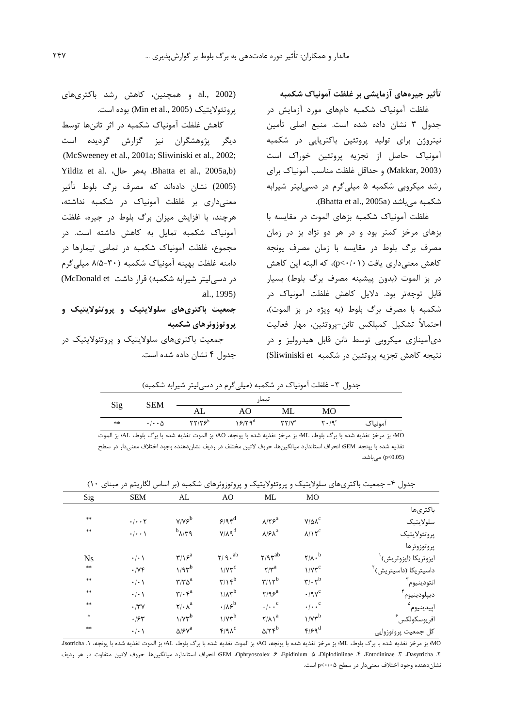**تأثیر جیره‌های آزمایشی بر غلظت آمونیاک شکمبه**

غلظت آمونیاک شکمبه دام‌های مورد آزمایش در جدول ۳ نشان داده شده است. منبع اصلی تأمین نیتروژن برای تولید پروتئین باکتریایی در شکمبه آمونیاک حاصل از تجزیه پروتئین خوراک است (Makkar, 2003) و حداقل غلظت مناسب آمونیاک برای رشد میکروبی شکمبه ۵ میلی‌گرم در دسی‌لیتر شیرابه شکمبه می‌باشد (Bhatta et al., 2005a).

غلظت آمونیاک شکمبه بزهای الموت در مقایسه با بزهای مرخز کمتر بود و در هر دو نژاد بز در زمان مصرف برگ بلوط در مقایسه با زمان مصرف یونجه کاهش معنی‌داری یافت (p<۰/۰۱)، که البته این کاهش در بز الموت (بدون پیشینه مصرف برگ بلوط) بسیار قابل توجه‌تر بود. دلایل کاهش غلظت آمونیاک در شکمبه با مصرف برگ بلوط (به ویژه در بز الموت)، احتمالاً تشکیل کمپلکس تانن-پروتئین، مهار فعالیت دی‌آمینازی میکروبی توسط تانن قابل هیدرولیز و در نتیجه کاهش تجزیه پروتئین در شکمبه (Sliwiniski et al., 2002) و همچنین، کاهش رشد باکتری‌های پروتئولایتیک (Min et al., 2005) بوده است.

کاهش غلظت آمونیاک شکمبه در اثر تانن‌ها توسط دیگر پژوهشگران نیز گزارش گردیده است (McSweeney et al., 2001a; Sliwiniski et al., 2002; Bhatta et al., 2005a,b). بهعر حال، Yildiz et al. (2005) نشان داده‌اند که مصرف برگ بلوط تأثیر معنی‌داری بر غلظت آمونیاک در شکمبه نداشته، هرچند، با افزایش میزان برگ بلوط در جیره، غلظت آمونیاک شکمبه تمایل به کاهش داشته است. در مجموع، غلظت آمونیاک شکمبه در تمامی تیمارها در دامنه غلظت بهینه آمونیاک شکمبه (۳۰-۸/۵ میلی‌گرم در دسی‌لیتر شیرابه شکمبه) قرار داشت (McDonald et al., 1995).

**جمعیت باکتری‌های سلولایتیک و پروتئولایتیک و پروتوزوئرهای شکمبه**

جمعیت باکتری‌های سلولایتیک و پروتئولایتیک در جدول ۴ نشان داده شده است.

جدول ۳- غلظت آمونیاک در شکمبه (میلی‌گرم در دسی‌لیتر شیرابه شکمبه)

| | تیمار | | | | SEM | Sig |
|---|---|---|---|---|---|---|
| | MO | ML | AO | AL | | |
| آمونیاک | ۲۰/۹[c] | ۲۲/۷[a] | ۱۶/۲۹[d] | ۲۲/۲۶[b] | ۰/۰۰۵ | ** |

MO؛ بز مرخز تغذیه شده با برگ بلوط، ML؛ بز مرخز تغذیه شده با یونجه، AO؛ بز الموت تغذیه شده با برگ بلوط، AL؛ بز الموت تغذیه شده با یونجه. SEM؛ انحراف استاندارد میانگین‌ها، حروف لاتین مختلف در ردیف نشان‌دهنده وجود اختلاف معنی‌دار در سطح (p<0.05) می‌باشد.

جدول ۴- جمعیت باکتری‌های سلولایتیک و پروتئولایتیک و پروتوزوئرهای شکمبه (بر اساس لگاریتم در مبنای ۱۰)

| | MO | ML | AO | AL | SEM | Sig |
|---|---|---|---|---|---|---|
| باکتری‌ها | | | | | | |
| سلولایتیک | ۷/۵۸[c] | ۸/۲۶[a] | ۶/۹۴[d] | ۷/۷۶[b] | ۰/۰۰۲ | ** |
| پروتئولایتیک | ۸/۱۲[c] | ۸/۶۸[a] | ۷/۸۹[d] | ۸/۳۹[b] | ۰/۰۰۱ | ** |
| پروتوزوئرها | | | | | | |
| ایزوتریکا (ایزوتریش)[1] | ۲/۸۰[b] | ۲/۹۳[ab] | ۲/۹۰[ab] | ۳/۱۶[a] | ۰/۰۱ | Ns |
| داسیتریکا (داسیتریش)[2] | ۱/۷۳[c] | ۲/۳[a] | ۱/۷۳[c] | ۱/۹۳[b] | ۰/۷۴ | ** |
| انتودینیوم[3] | ۳/۰۲[b] | ۳/۱۲[b] | ۳/۱۴[b] | ۳/۳۵[a] | ۰/۰۱ | ** |
| دیپلودینیوم[4] | ۰/۹۷[c] | ۲/۹۶[a] | ۱/۸۳[b] | ۳/۰۴[a] | ۰/۰۱ | ** |
| اپیدینیوم[5] | ۰/۰۰[c] | ۰/۰۰[c] | ۰/۸۶[b] | ۲/۰۸[a] | ۰/۳۷ | ** |
| افریوسکولکس[6] | ۱/۷۳[b] | ۲/۸۱[a] | ۱/۷۳[b] | ۱/۷۳[b] | ۰/۶۳ | * |
| کل جمعیت پروتوزوایی | ۴/۶۹[d] | ۵/۲۴[b] | ۴/۹۸[c] | ۵/۶۷[a] | ۰/۰۱ | ** |

MO؛ بز مرخز تغذیه شده با برگ بلوط، ML؛ بز مرخز تغذیه شده با یونجه، AO؛ بز الموت تغذیه شده با برگ بلوط، AL؛ بز الموت تغذیه شده با یونجه. ۱. Isotricha، ۲. Dasytricha، ۳. Entodininae، ۴. Diplodiniinae، ۵. Epidinium، ۶. Ophryoscolex، SEM؛ انحراف استاندارد میانگین‌ها. حروف لاتین متفاوت در هر ردیف نشان‌دهنده وجود اختلاف معنی‌دار در سطح p<۰/۰۵ است.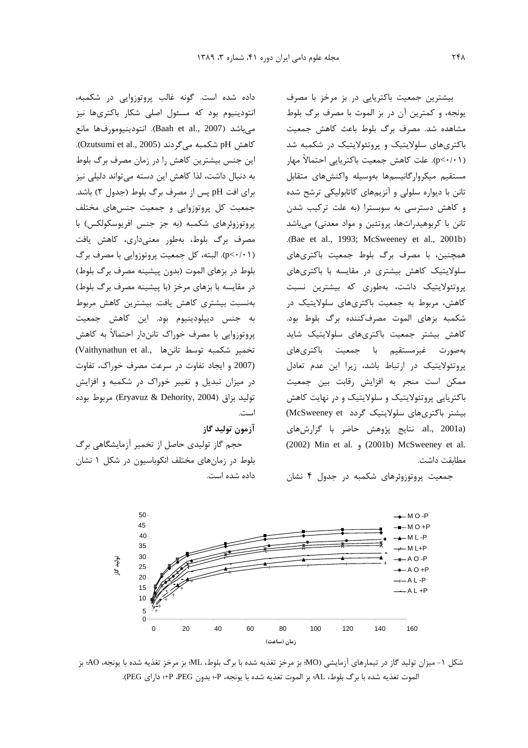بیشترین جمعیت باکتریایی در بز مرخز با مصرف یونجه، و کمترین آن در بز الموت با مصرف برگ بلوط مشاهده شد. مصرف برگ بلوط باعث کاهش جمعیت باکتری‌های سلولایتیک و پروتئولایتیک در شکمبه شد ($p<0.01$). علت کاهش جمعیت باکتریایی احتمالاً مهار مستقیم میکروارگانیسم‌ها به‌وسیله واکنش‌های متقابل تانن با دیواره سلولی و آنزیم‌های کاتابولیکی ترشح شده و کاهش دسترسی به سوبسترا (به علت ترکیب شدن تانن با کربوهیدرات‌ها، پروتئین و مواد معدنی) می‌باشد (Bae et al., 1993; McSweeney et al., 2001b). همچنین، با مصرف برگ بلوط جمعیت باکتری‌های سلولایتیک کاهش بیشتری در مقایسه با باکتری‌های پروتئولایتیک داشت، به‌طوری که بیشترین نسبت کاهش، مربوط به جمعیت باکتری‌های سلولایتیک در شکمبه بزهای الموت مصرف‌کننده برگ بلوط بود. کاهش بیشتر جمعیت باکتری‌های سلولایتیک شاید به‌صورت غیرمستقیم با جمعیت باکتری‌های پروتئولایتیک در ارتباط باشد، زیرا این عدم تعادل ممکن است منجر به افزایش رقابت بین جمعیت باکتریایی پروتئولایتیک و سلولایتیک و در نهایت کاهش بیشتر باکتری‌های سلولایتیک گردد (McSweeney et al., 2001a). نتایج پژوهش حاضر با گزارش‌های McSweeney et al. (2001b) و Min et al. (2002) مطابقت داشت.

جمعیت پروتوزوئرهای شکمبه در جدول ۴ نشان داده شده است. گونه غالب پروتوزوایی در شکمبه، انتودینیوم بود که مسئول اصلی شکار باکتری‌ها نیز می‌باشد (Baah et al., 2007). انتودینیومورف‌ها مانع کاهش pH شکمبه می‌گردند (Ozutsumi et al., 2005). این جنس بیشترین کاهش را در زمان مصرف برگ بلوط به دنبال داشت، لذا کاهش این دسته می‌تواند دلیلی نیز برای افت pH پس از مصرف برگ بلوط (جدول ۲) باشد. جمعیت کل پروتوزوایی و جمعیت جنس‌های مختلف پروتوزوئرهای شکمبه (به جز جنس افریوسکولکس) با مصرف برگ بلوط، به‌طور معنی‌داری، کاهش یافت ($p<0.01$). البته، کل جمعیت پروتوزوایی با مصرف برگ بلوط در بزهای الموت (بدون پیشینه مصرف برگ بلوط) در مقایسه با بزهای مرخز (با پیشینه مصرف برگ بلوط) به‌نسبت بیشتری کاهش یافت. بیشترین کاهش مربوط به جنس دیپلودینیوم بود. این کاهش جمعیت پروتوزوایی با مصرف خوراک تانن‌دار احتمالاً به کاهش تخمیر شکمبه توسط تانن‌ها (Vaithynathun et al., 2007) و ایجاد تفاوت در سرعت مصرف خوراک، تفاوت در میزان تبدیل و تغییر خوراک در شکمبه و افزایش تولید بزاق (Eryavuz & Dehority, 2004) مربوط بوده است.

### آزمون تولید گاز

حجم گاز تولیدی حاصل از تخمیر آزمایشگاهی برگ بلوط در زمان‌های مختلف انکوباسیون در شکل ۱ نشان داده شده است.

شکل ۱- میزان تولید گاز در تیمارهای آزمایشی (MO؛ بز مرخز تغذیه شده با یونجه، ML؛ بز مرخز تغذیه شده با برگ بلوط، AO؛ بز الموت تغذیه شده با یونجه، AL؛ بز الموت تغذیه شده با برگ بلوط، P-؛ بدون PEG، P+؛ دارای PEG).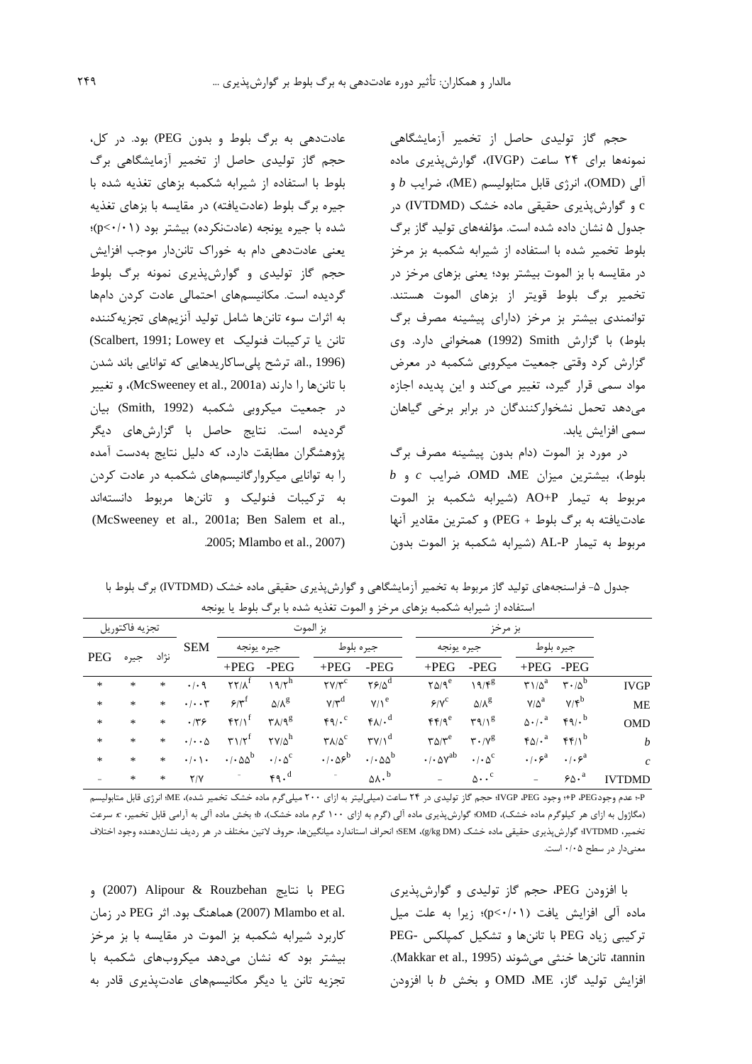حجم گاز تولیدی حاصل از تخمیر آزمایشگاهی نمونه‌ها برای ۲۴ ساعت (IVGP)، گوارش‌پذیری ماده آلی (OMD)، انرژی قابل متابولیسم (ME)، ضرایب *b* و c و گوارش‌پذیری حقیقی ماده خشک (IVTDMD) در جدول ۵ نشان داده شده است. مؤلفه‌های تولید گاز برگ بلوط تخمیر شده با استفاده از شیرابه شکمبه بز مرخز در مقایسه با بز الموت بیشتر بود؛ یعنی بزهای مرخز در تخمیر برگ بلوط قویتر از بزهای الموت هستند. توانمندی بیشتر بز مرخز (دارای پیشینه مصرف برگ بلوط) با گزارش Smith (1992) همخوانی دارد. وی گزارش کرد وقتی جمعیت میکروبی شکمبه در معرض مواد سمی قرار گیرد، تغییر می‌کند و این پدیده اجازه می‌دهد تحمل نشخوارکنندگان در برابر برخی گیاهان سمی افزایش یابد.

در مورد بز الموت (دام بدون پیشینه مصرف برگ بلوط)، بیشترین میزان ME، OMD، ضرایب *c* و *b* مربوط به تیمار AO+P (شیرابه شکمبه بز الموت عادت‌یافته به برگ بلوط + PEG) و کمترین مقادیر آنها مربوط به تیمار AL-P (شیرابه شکمبه بز الموت بدون عادت‌دهی به برگ بلوط و بدون PEG) بود. در کل، حجم گاز تولیدی حاصل از تخمیر آزمایشگاهی برگ بلوط با استفاده از شیرابه شکمبه بزهای تغذیه شده با جیره برگ بلوط (عادت‌یافته) در مقایسه با بزهای تغذیه شده با جیره یونجه (عادت‌نکرده) بیشتر بود (p<۰/۰۱)؛ یعنی عادت‌دهی دام به خوراک تانن‌دار موجب افزایش حجم گاز تولیدی و گوارش‌پذیری نمونه برگ بلوط گردیده است. مکانیسم‌های احتمالی عادت کردن دام‌ها به اثرات سوء تانن‌ها شامل تولید آنزیم‌های تجزیه‌کننده تانن یا ترکیبات فنولیک (Scalbert, 1991; Lowey et al., 1996)، ترشح پلی‌ساکاریدهایی که توانایی باند شدن با تانن‌ها را دارند (McSweeney et al., 2001a)، و تغییر در جمعیت میکروبی شکمبه (Smith, 1992) بیان گردیده است. نتایج حاصل با گزارش‌های دیگر پژوهشگران مطابقت دارد، که دلیل نتایج به‌دست آمده را به توانایی میکروارگانیسم‌های شکمبه در عادت کردن به ترکیبات فنولیک و تانن‌ها مربوط دانسته‌اند (McSweeney et al., 2001a; Ben Salem et al., 2005; Mlambo et al., 2007).

جدول ۵- فراسنجه‌های تولید گاز مربوط به تخمیر آزمایشگاهی و گوارش‌پذیری حقیقی ماده خشک (IVTDMD) برگ بلوط با استفاده از شیرابه شکمبه بزهای مرخز و الموت تغذیه شده با برگ بلوط یا یونجه

| | بز مرخز | | | | بز الموت | | | | SEM | تجزیه فاکتوریل | | |
|---|---|---|---|---|---|---|---|---|---|---|---|---|
| | جیره بلوط | | جیره یونجه | | جیره بلوط | | جیره یونجه | | | نژاد | جیره | PEG |
| | -PEG | +PEG | -PEG | +PEG | -PEG | +PEG | -PEG | +PEG | | | | |
| IVGP | ۳۰/۵$^{b}$ | ۳۱/۵$^{a}$ | ۱۹/۴$^{g}$ | ۲۵/۹$^{e}$ | ۲۶/۵$^{d}$ | ۲۷/۳$^{c}$ | ۱۹/۲$^{h}$ | ۲۲/۸$^{f}$ | ۰/۰۹ | * | * | * |
| ME | ۷/۴$^{b}$ | ۷/۵$^{a}$ | ۵/۸$^{g}$ | ۶/۷$^{c}$ | ۷/۱$^{e}$ | ۷/۳$^{d}$ | ۵/۸$^{g}$ | ۶/۳$^{f}$ | ۰/۰۰۳ | * | * | * |
| OMD | ۴۹/۰$^{b}$ | ۵۰/۰$^{a}$ | ۳۹/۱$^{g}$ | ۴۴/۹$^{e}$ | ۴۸/۰$^{d}$ | ۴۹/۰$^{c}$ | ۳۸/۹$^{g}$ | ۴۲/۱$^{f}$ | ۰/۳۶ | * | * | * |
| *b* | ۴۴/۱$^{b}$ | ۴۵/۰$^{a}$ | ۳۰/۷$^{g}$ | ۳۵/۳$^{e}$ | ۳۷/۱$^{d}$ | ۳۸/۵$^{c}$ | ۲۷/۵$^{h}$ | ۳۱/۲$^{f}$ | ۰/۰۰۵ | * | * | * |
| *c* | ۰/۰۶$^{a}$ | ۰/۰۶$^{a}$ | ۰/۰۵$^{c}$ | ۰/۰۵۷$^{ab}$ | ۰/۰۵۵$^{b}$ | ۰/۰۵۶$^{b}$ | ۰/۰۵$^{c}$ | ۰/۰۵۵$^{b}$ | ۰/۰۱۰ | * | * | * |
| IVTDMD | ۶۵۰$^{a}$ | - | ۵۰۰$^{c}$ | - | ۵۸۰$^{b}$ | - | ۴۹۰$^{d}$ | - | ۲/۷ | * | * | - |

P-: عدم وجود PEG؛ P+: وجود PEG، IVGP: حجم گاز تولیدی در ۲۴ ساعت (میلی‌لیتر به ازای ۲۰۰ میلی‌گرم ماده خشک تخمیر شده)، ME: انرژی قابل متابولیسم (مگاژول به ازای هر کیلوگرم ماده خشک)، OMD: گوارش‌پذیری ماده آلی (گرم به ازای ۱۰۰ گرم ماده خشک)، *b*: بخش ماده آلی به آرامی قابل تخمیر، *c*: سرعت تخمیر، IVTDMD: گوارش‌پذیری حقیقی ماده خشک (g/kg DM)، SEM: انحراف استاندارد میانگین‌ها، حروف لاتین مختلف در هر ردیف نشان‌دهنده وجود اختلاف معنی‌دار در سطح ۰/۰۵ است.

با افزودن PEG، حجم گاز تولیدی و گوارش‌پذیری ماده آلی افزایش یافت (p<۰/۰۱)؛ زیرا به علت میل ترکیبی زیاد PEG با تانن‌ها و تشکیل کمپلکس PEG-tannin، تانن‌ها خنثی می‌شوند (Makkar et al., 1995). افزایش تولید گاز، ME، OMD و بخش *b* با افزودن PEG با نتایج Alipour & Rouzbehan (2007) و Mlambo et al. (2007) هماهنگ بود. اثر PEG در زمان کاربرد شیرابه شکمبه بز الموت در مقایسه با بز مرخز بیشتر بود که نشان می‌دهد میکروب‌های شکمبه با تجزیه تانن یا دیگر مکانیسم‌های عادت‌پذیری قادر به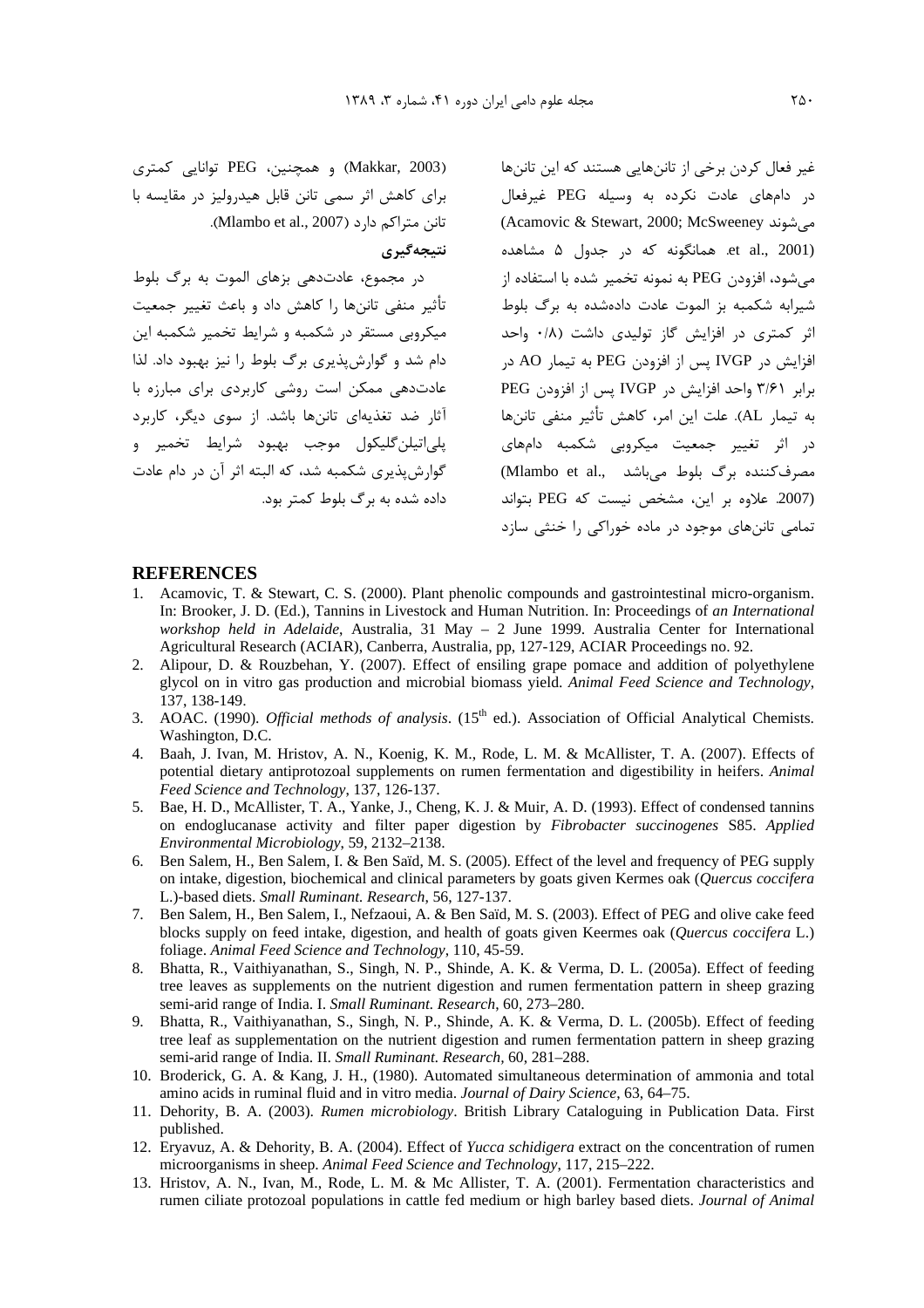غیر فعال کردن برخی از تانن‌هایی هستند که این تانن‌ها در دام‌های عادت نکرده به وسیله PEG غیرفعال می‌شوند (Acamovic & Stewart, 2000; McSweeney et al., 2001). همانگونه که در جدول ۵ مشاهده می‌شود، افزودن PEG به نمونه تخمیر شده با استفاده از شیرابه شکمبه بز الموت عادت داده‌شده به برگ بلوط اثر کمتری در افزایش گاز تولیدی داشت (۰/۸ واحد افزایش در IVGP پس از افزودن PEG به تیمار AO در برابر ۳/۶۱ واحد افزایش در IVGP پس از افزودن PEG به تیمار AL). علت این امر، کاهش تأثیر منفی تانن‌ها در اثر تغییر جمعیت میکروبی شکمبه دام‌های مصرف‌کننده برگ بلوط می‌باشد (Mlambo et al., 2007). علاوه بر این، مشخص نیست که PEG بتواند تمامی تانن‌های موجود در ماده خوراکی را خنثی سازد (Makkar, 2003) و همچنین، PEG توانایی کمتری برای کاهش اثر سمی تانن قابل هیدرولیز در مقایسه با تانن متراکم دارد (Mlambo et al., 2007).

## نتیجه‌گیری

در مجموع، عادت‌دهی بزهای الموت به برگ بلوط تأثیر منفی تانن‌ها را کاهش داد و باعث تغییر جمعیت میکروبی مستقر در شکمبه و شرایط تخمیر شکمبه این دام شد و گوارش‌پذیری برگ بلوط را نیز بهبود داد. لذا عادت‌دهی ممکن است روشی کاربردی برای مبارزه با آثار ضد تغذیه‌ای تانن‌ها باشد. از سوی دیگر، کاربرد پلی‌اتیلن‌گلیکول موجب بهبود شرایط تخمیر و گوارش‌پذیری شکمبه شد، که البته اثر آن در دام عادت داده شده به برگ بلوط کمتر بود.

## REFERENCES

1. Acamovic, T. & Stewart, C. S. (2000). Plant phenolic compounds and gastrointestinal micro-organism. In: Brooker, J. D. (Ed.), Tannins in Livestock and Human Nutrition. In: Proceedings of *an International workshop held in Adelaide*, Australia, 31 May – 2 June 1999. Australia Center for International Agricultural Research (ACIAR), Canberra, Australia, pp, 127-129, ACIAR Proceedings no. 92.
2. Alipour, D. & Rouzbehan, Y. (2007). Effect of ensiling grape pomace and addition of polyethylene glycol on in vitro gas production and microbial biomass yield. *Animal Feed Science and Technology*, 137, 138-149.
3. AOAC. (1990). *Official methods of analysis*. (15th ed.). Association of Official Analytical Chemists. Washington, D.C.
4. Baah, J. Ivan, M. Hristov, A. N., Koenig, K. M., Rode, L. M. & McAllister, T. A. (2007). Effects of potential dietary antiprotozoal supplements on rumen fermentation and digestibility in heifers. *Animal Feed Science and Technology*, 137, 126-137.
5. Bae, H. D., McAllister, T. A., Yanke, J., Cheng, K. J. & Muir, A. D. (1993). Effect of condensed tannins on endoglucanase activity and filter paper digestion by *Fibrobacter succinogenes* S85. *Applied Environmental Microbiology*, 59, 2132–2138.
6. Ben Salem, H., Ben Salem, I. & Ben Saïd, M. S. (2005). Effect of the level and frequency of PEG supply on intake, digestion, biochemical and clinical parameters by goats given Kermes oak (*Quercus coccifera* L.)-based diets. *Small Ruminant. Research*, 56, 127-137.
7. Ben Salem, H., Ben Salem, I., Nefzaoui, A. & Ben Saïd, M. S. (2003). Effect of PEG and olive cake feed blocks supply on feed intake, digestion, and health of goats given Keermes oak (*Quercus coccifera* L.) foliage. *Animal Feed Science and Technology*, 110, 45-59.
8. Bhatta, R., Vaithiyanathan, S., Singh, N. P., Shinde, A. K. & Verma, D. L. (2005a). Effect of feeding tree leaves as supplements on the nutrient digestion and rumen fermentation pattern in sheep grazing semi-arid range of India. I. *Small Ruminant. Research*, 60, 273–280.
9. Bhatta, R., Vaithiyanathan, S., Singh, N. P., Shinde, A. K. & Verma, D. L. (2005b). Effect of feeding tree leaf as supplementation on the nutrient digestion and rumen fermentation pattern in sheep grazing semi-arid range of India. II. *Small Ruminant. Research*, 60, 281–288.
10. Broderick, G. A. & Kang, J. H., (1980). Automated simultaneous determination of ammonia and total amino acids in ruminal fluid and in vitro media. *Journal of Dairy Science*, 63, 64–75.
11. Dehority, B. A. (2003). *Rumen microbiology*. British Library Cataloguing in Publication Data. First published.
12. Eryavuz, A. & Dehority, B. A. (2004). Effect of *Yucca schidigera* extract on the concentration of rumen microorganisms in sheep. *Animal Feed Science and Technology*, 117, 215–222.
13. Hristov, A. N., Ivan, M., Rode, L. M. & Mc Allister, T. A. (2001). Fermentation characteristics and rumen ciliate protozoal populations in cattle fed medium or high barley based diets. *Journal of Animal*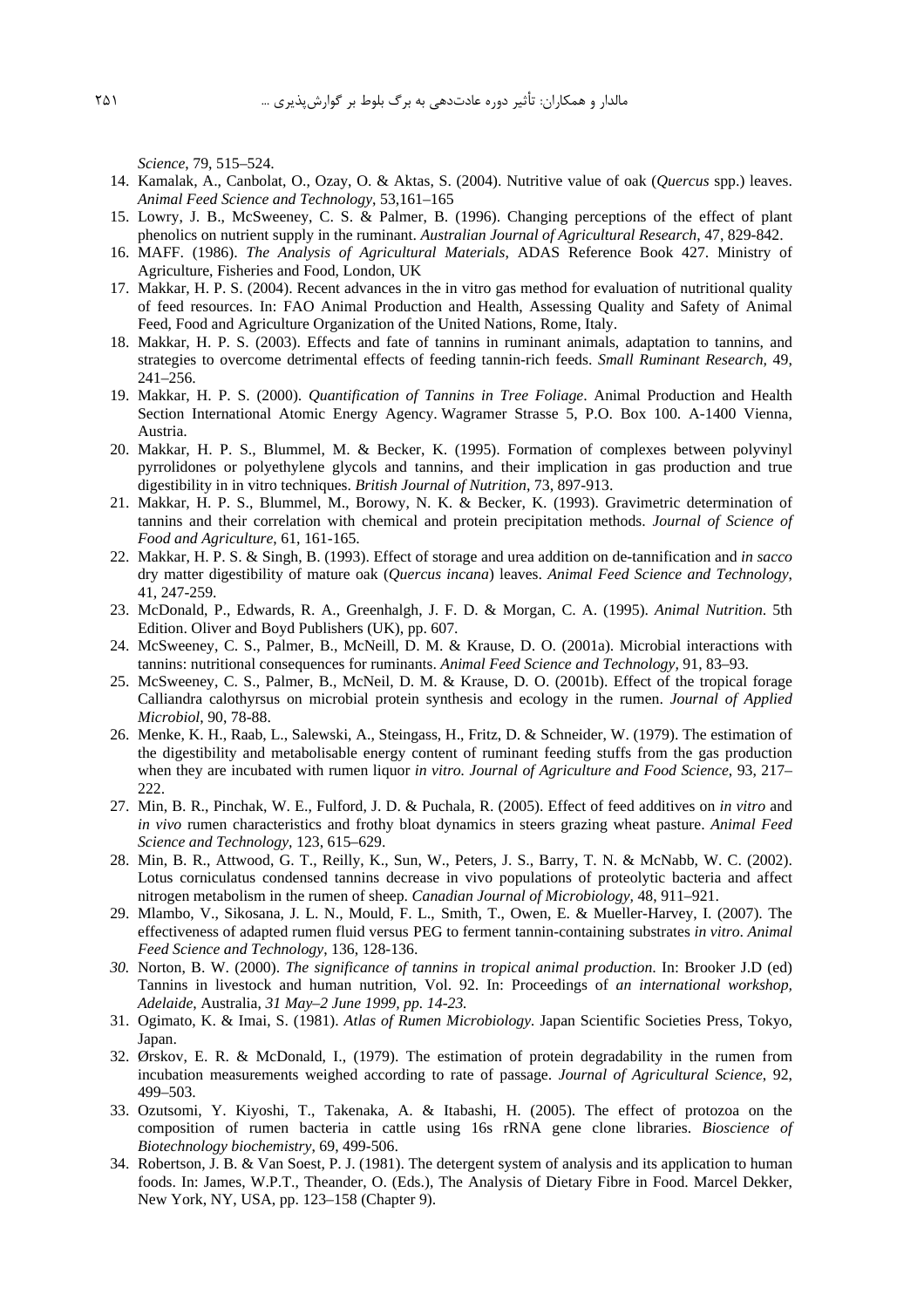*Science*, 79, 515–524.

14. Kamalak, A., Canbolat, O., Ozay, O. & Aktas, S. (2004). Nutritive value of oak (*Quercus* spp.) leaves. *Animal Feed Science and Technology*, 53,161–165
15. Lowry, J. B., McSweeney, C. S. & Palmer, B. (1996). Changing perceptions of the effect of plant phenolics on nutrient supply in the ruminant. *Australian Journal of Agricultural Research*, 47, 829-842.
16. MAFF. (1986). *The Analysis of Agricultural Materials*, ADAS Reference Book 427. Ministry of Agriculture, Fisheries and Food, London, UK
17. Makkar, H. P. S. (2004). Recent advances in the in vitro gas method for evaluation of nutritional quality of feed resources. In: FAO Animal Production and Health, Assessing Quality and Safety of Animal Feed, Food and Agriculture Organization of the United Nations, Rome, Italy.
18. Makkar, H. P. S. (2003). Effects and fate of tannins in ruminant animals, adaptation to tannins, and strategies to overcome detrimental effects of feeding tannin-rich feeds. *Small Ruminant Research*, 49, 241–256.
19. Makkar, H. P. S. (2000). *Quantification of Tannins in Tree Foliage*. Animal Production and Health Section International Atomic Energy Agency. Wagramer Strasse 5, P.O. Box 100. A-1400 Vienna, Austria.
20. Makkar, H. P. S., Blummel, M. & Becker, K. (1995). Formation of complexes between polyvinyl pyrrolidones or polyethylene glycols and tannins, and their implication in gas production and true digestibility in in vitro techniques. *British Journal of Nutrition*, 73, 897-913.
21. Makkar, H. P. S., Blummel, M., Borowy, N. K. & Becker, K. (1993). Gravimetric determination of tannins and their correlation with chemical and protein precipitation methods. *Journal of Science of Food and Agriculture*, 61, 161-165.
22. Makkar, H. P. S. & Singh, B. (1993). Effect of storage and urea addition on de-tannification and *in sacco* dry matter digestibility of mature oak (*Quercus incana*) leaves. *Animal Feed Science and Technology*, 41, 247-259.
23. McDonald, P., Edwards, R. A., Greenhalgh, J. F. D. & Morgan, C. A. (1995). *Animal Nutrition*. 5th Edition. Oliver and Boyd Publishers (UK), pp. 607.
24. McSweeney, C. S., Palmer, B., McNeill, D. M. & Krause, D. O. (2001a). Microbial interactions with tannins: nutritional consequences for ruminants. *Animal Feed Science and Technology*, 91, 83–93.
25. McSweeney, C. S., Palmer, B., McNeil, D. M. & Krause, D. O. (2001b). Effect of the tropical forage Calliandra calothyrsus on microbial protein synthesis and ecology in the rumen. *Journal of Applied Microbiol*, 90, 78-88.
26. Menke, K. H., Raab, L., Salewski, A., Steingass, H., Fritz, D. & Schneider, W. (1979). The estimation of the digestibility and metabolisable energy content of ruminant feeding stuffs from the gas production when they are incubated with rumen liquor *in vitro. Journal of Agriculture and Food Science*, 93, 217–222.
27. Min, B. R., Pinchak, W. E., Fulford, J. D. & Puchala, R. (2005). Effect of feed additives on *in vitro* and *in vivo* rumen characteristics and frothy bloat dynamics in steers grazing wheat pasture. *Animal Feed Science and Technology*, 123, 615–629.
28. Min, B. R., Attwood, G. T., Reilly, K., Sun, W., Peters, J. S., Barry, T. N. & McNabb, W. C. (2002). Lotus corniculatus condensed tannins decrease in vivo populations of proteolytic bacteria and affect nitrogen metabolism in the rumen of sheep. *Canadian Journal of Microbiology*, 48, 911–921.
29. Mlambo, V., Sikosana, J. L. N., Mould, F. L., Smith, T., Owen, E. & Mueller-Harvey, I. (2007). The effectiveness of adapted rumen fluid versus PEG to ferment tannin-containing substrates *in vitro*. *Animal Feed Science and Technology*, 136, 128-136.
30. Norton, B. W. (2000). *The significance of tannins in tropical animal production*. In: Brooker J.D (ed) Tannins in livestock and human nutrition, Vol. 92. In: Proceedings of *an international workshop, Adelaide*, Australia, *31 May–2 June 1999, pp. 14-23.*
31. Ogimato, K. & Imai, S. (1981). *Atlas of Rumen Microbiology.* Japan Scientific Societies Press, Tokyo, Japan.
32. Ørskov, E. R. & McDonald, I., (1979). The estimation of protein degradability in the rumen from incubation measurements weighed according to rate of passage. *Journal of Agricultural Science*, 92, 499–503.
33. Ozutsomi, Y. Kiyoshi, T., Takenaka, A. & Itabashi, H. (2005). The effect of protozoa on the composition of rumen bacteria in cattle using 16s rRNA gene clone libraries. *Bioscience of Biotechnology biochemistry*, 69, 499-506.
34. Robertson, J. B. & Van Soest, P. J. (1981). The detergent system of analysis and its application to human foods. In: James, W.P.T., Theander, O. (Eds.), The Analysis of Dietary Fibre in Food. Marcel Dekker, New York, NY, USA, pp. 123–158 (Chapter 9).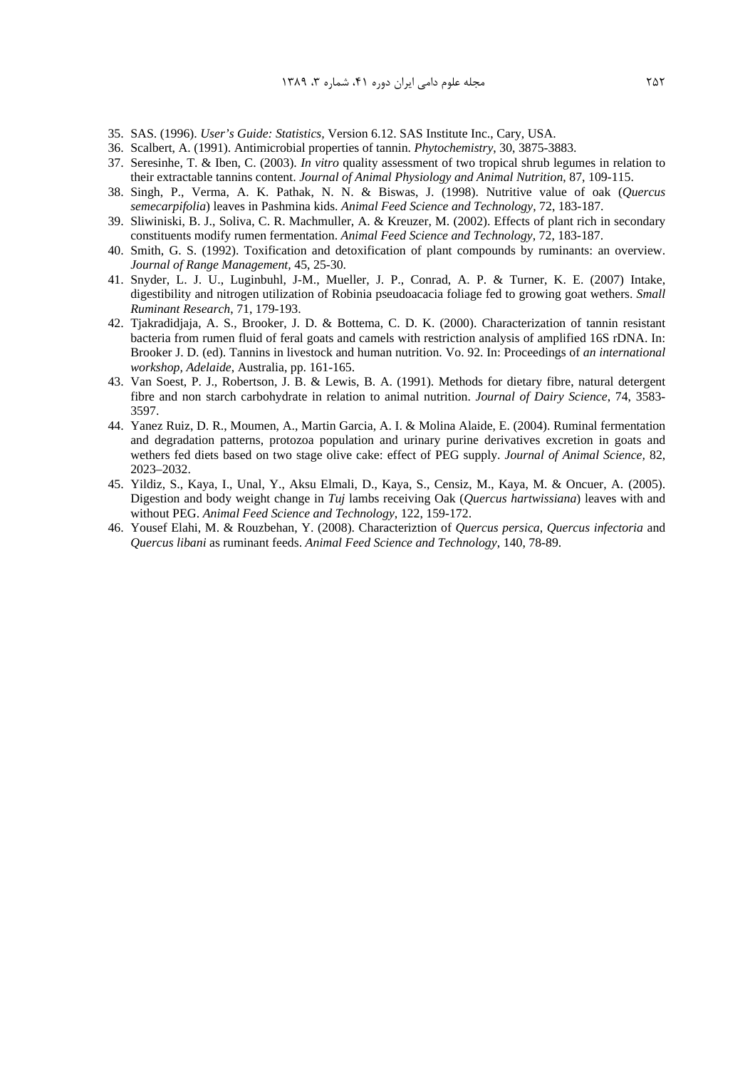35. SAS. (1996). *User's Guide: Statistics,* Version 6.12. SAS Institute Inc., Cary, USA.
36. Scalbert, A. (1991). Antimicrobial properties of tannin. *Phytochemistry*, 30, 3875-3883.
37. Seresinhe, T. & Iben, C. (2003). *In vitro* quality assessment of two tropical shrub legumes in relation to their extractable tannins content. *Journal of Animal Physiology and Animal Nutrition*, 87, 109-115.
38. Singh, P., Verma, A. K. Pathak, N. N. & Biswas, J. (1998). Nutritive value of oak (*Quercus semecarpifolia*) leaves in Pashmina kids. *Animal Feed Science and Technology*, 72, 183-187.
39. Sliwiniski, B. J., Soliva, C. R. Machmuller, A. & Kreuzer, M. (2002). Effects of plant rich in secondary constituents modify rumen fermentation. *Animal Feed Science and Technology*, 72, 183-187.
40. Smith, G. S. (1992). Toxification and detoxification of plant compounds by ruminants: an overview. *Journal of Range Management*, 45, 25-30.
41. Snyder, L. J. U., Luginbuhl, J-M., Mueller, J. P., Conrad, A. P. & Turner, K. E. (2007) Intake, digestibility and nitrogen utilization of Robinia pseudoacacia foliage fed to growing goat wethers. *Small Ruminant Research*, 71, 179-193.
42. Tjakradidjaja, A. S., Brooker, J. D. & Bottema, C. D. K. (2000). Characterization of tannin resistant bacteria from rumen fluid of feral goats and camels with restriction analysis of amplified 16S rDNA. In: Brooker J. D. (ed). Tannins in livestock and human nutrition. Vo. 92. In: Proceedings of *an international workshop, Adelaide*, Australia, pp. 161-165.
43. Van Soest, P. J., Robertson, J. B. & Lewis, B. A. (1991). Methods for dietary fibre, natural detergent fibre and non starch carbohydrate in relation to animal nutrition. *Journal of Dairy Science*, 74, 3583-3597.
44. Yanez Ruiz, D. R., Moumen, A., Martin Garcia, A. I. & Molina Alaide, E. (2004). Ruminal fermentation and degradation patterns, protozoa population and urinary purine derivatives excretion in goats and wethers fed diets based on two stage olive cake: effect of PEG supply. *Journal of Animal Science*, 82, 2023–2032.
45. Yildiz, S., Kaya, I., Unal, Y., Aksu Elmali, D., Kaya, S., Censiz, M., Kaya, M. & Oncuer, A. (2005). Digestion and body weight change in *Tuj* lambs receiving Oak (*Quercus hartwissiana*) leaves with and without PEG. *Animal Feed Science and Technology*, 122, 159-172.
46. Yousef Elahi, M. & Rouzbehan, Y. (2008). Characteriztion of *Quercus persica*, *Quercus infectoria* and *Quercus libani* as ruminant feeds. *Animal Feed Science and Technology*, 140, 78-89.